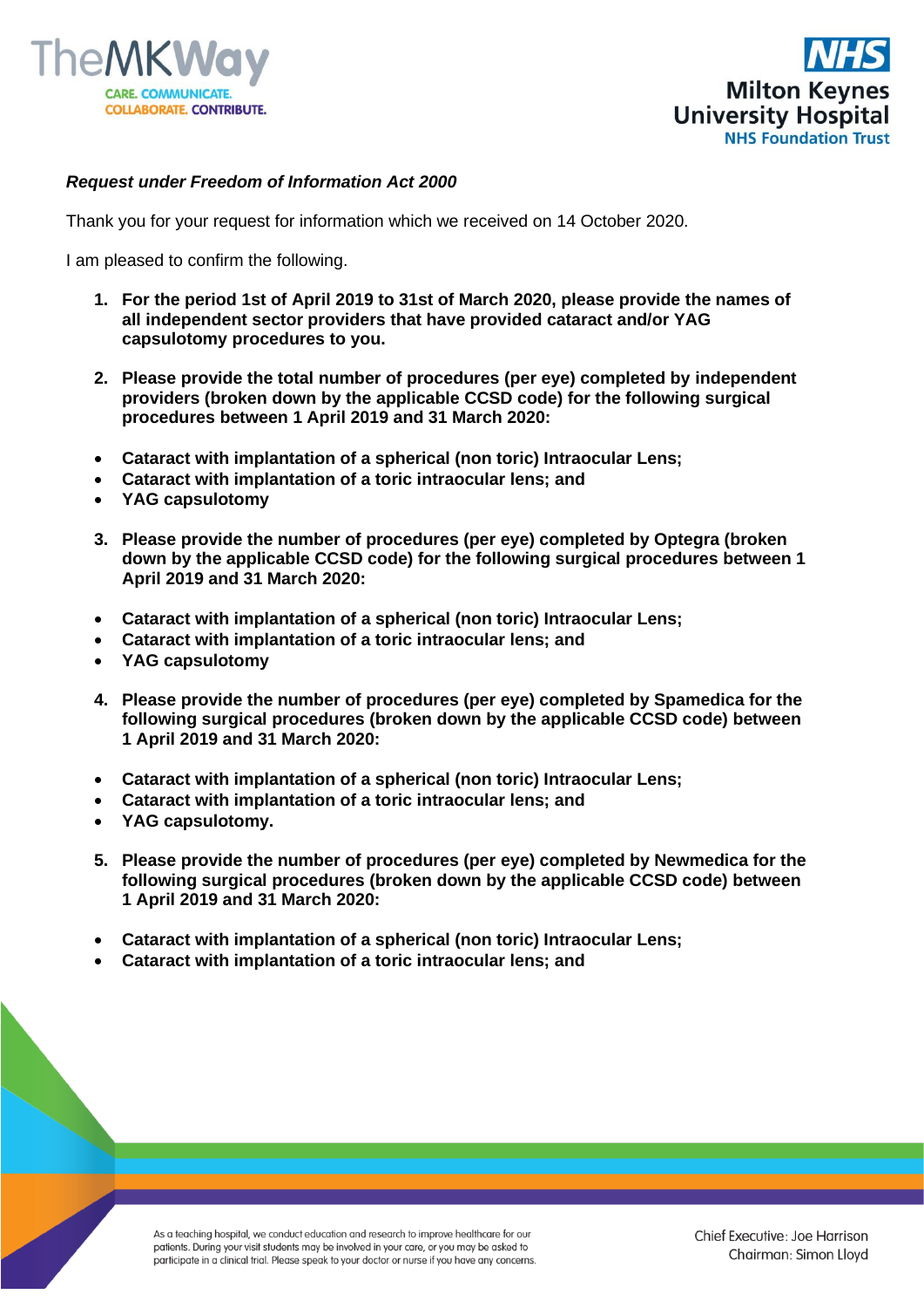***Request under Freedom of Information Act 2000***

Thank you for your request for information which we received on 14 October 2020.

I am pleased to confirm the following.

1. **For the period 1st of April 2019 to 31st of March 2020, please provide the names of all independent sector providers that have provided cataract and/or YAG capsulotomy procedures to you.**

2. **Please provide the total number of procedures (per eye) completed by independent providers (broken down by the applicable CCSD code) for the following surgical procedures between 1 April 2019 and 31 March 2020:**

- **Cataract with implantation of a spherical (non toric) Intraocular Lens;**
- **Cataract with implantation of a toric intraocular lens; and**
- **YAG capsulotomy**

3. **Please provide the number of procedures (per eye) completed by Optegra (broken down by the applicable CCSD code) for the following surgical procedures between 1 April 2019 and 31 March 2020:**

- **Cataract with implantation of a spherical (non toric) Intraocular Lens;**
- **Cataract with implantation of a toric intraocular lens; and**
- **YAG capsulotomy**

4. **Please provide the number of procedures (per eye) completed by Spamedica for the following surgical procedures (broken down by the applicable CCSD code) between 1 April 2019 and 31 March 2020:**

- **Cataract with implantation of a spherical (non toric) Intraocular Lens;**
- **Cataract with implantation of a toric intraocular lens; and**
- **YAG capsulotomy.**

5. **Please provide the number of procedures (per eye) completed by Newmedica for the following surgical procedures (broken down by the applicable CCSD code) between 1 April 2019 and 31 March 2020:**

- **Cataract with implantation of a spherical (non toric) Intraocular Lens;**
- **Cataract with implantation of a toric intraocular lens; and**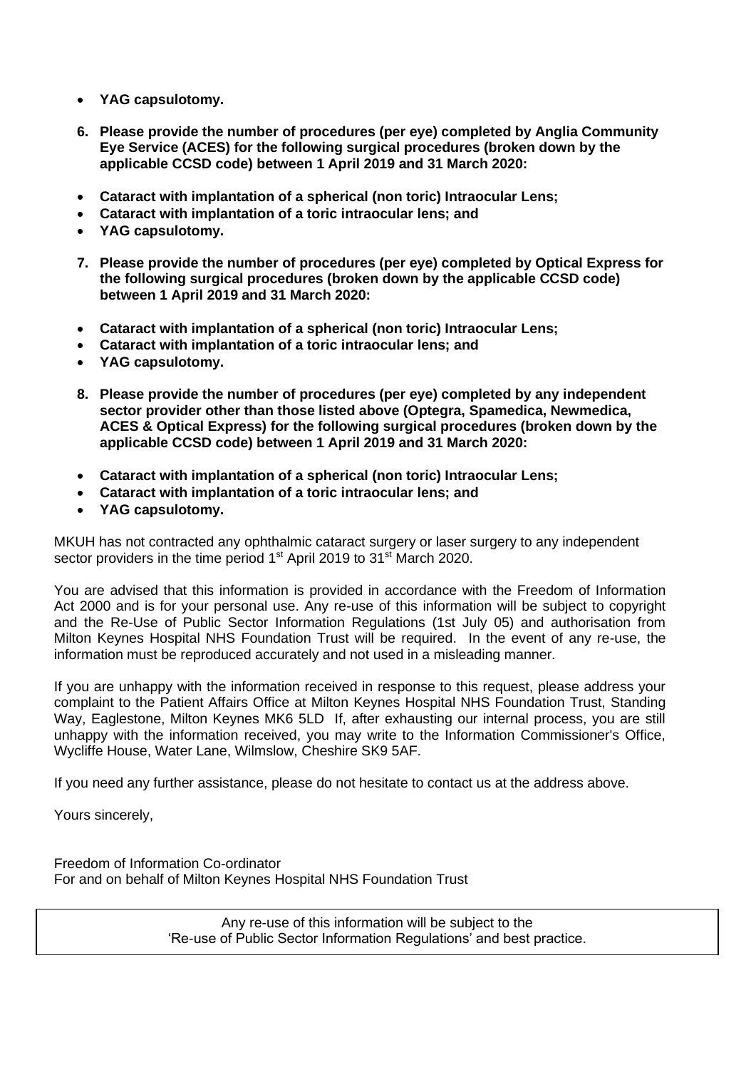- **YAG capsulotomy.**

6. **Please provide the number of procedures (per eye) completed by Anglia Community Eye Service (ACES) for the following surgical procedures (broken down by the applicable CCSD code) between 1 April 2019 and 31 March 2020:**

- **Cataract with implantation of a spherical (non toric) Intraocular Lens;**
- **Cataract with implantation of a toric intraocular lens; and**
- **YAG capsulotomy.**

7. **Please provide the number of procedures (per eye) completed by Optical Express for the following surgical procedures (broken down by the applicable CCSD code) between 1 April 2019 and 31 March 2020:**

- **Cataract with implantation of a spherical (non toric) Intraocular Lens;**
- **Cataract with implantation of a toric intraocular lens; and**
- **YAG capsulotomy.**

8. **Please provide the number of procedures (per eye) completed by any independent sector provider other than those listed above (Optegra, Spamedica, Newmedica, ACES & Optical Express) for the following surgical procedures (broken down by the applicable CCSD code) between 1 April 2019 and 31 March 2020:**

- **Cataract with implantation of a spherical (non toric) Intraocular Lens;**
- **Cataract with implantation of a toric intraocular lens; and**
- **YAG capsulotomy.**

MKUH has not contracted any ophthalmic cataract surgery or laser surgery to any independent sector providers in the time period 1st April 2019 to 31st March 2020.

You are advised that this information is provided in accordance with the Freedom of Information Act 2000 and is for your personal use. Any re-use of this information will be subject to copyright and the Re-Use of Public Sector Information Regulations (1st July 05) and authorisation from Milton Keynes Hospital NHS Foundation Trust will be required. In the event of any re-use, the information must be reproduced accurately and not used in a misleading manner.

If you are unhappy with the information received in response to this request, please address your complaint to the Patient Affairs Office at Milton Keynes Hospital NHS Foundation Trust, Standing Way, Eaglestone, Milton Keynes MK6 5LD If, after exhausting our internal process, you are still unhappy with the information received, you may write to the Information Commissioner's Office, Wycliffe House, Water Lane, Wilmslow, Cheshire SK9 5AF.

If you need any further assistance, please do not hesitate to contact us at the address above.

Yours sincerely,

Freedom of Information Co-ordinator
For and on behalf of Milton Keynes Hospital NHS Foundation Trust

Any re-use of this information will be subject to the
'Re-use of Public Sector Information Regulations' and best practice.